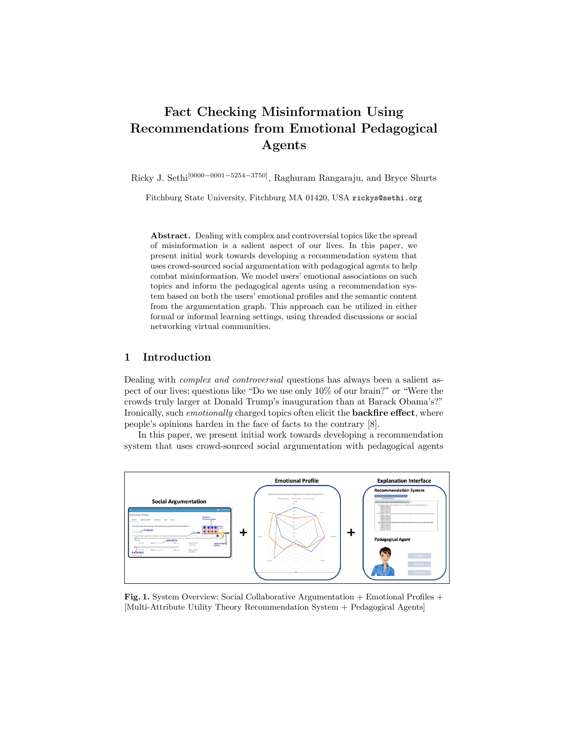# Fact Checking Misinformation Using Recommendations from Emotional Pedagogical Agents

Ricky J. Sethi[0000−0001−5254−3750], Raghuram Rangaraju, and Bryce Shurts

Fitchburg State University, Fitchburg MA 01420, USA rickys@sethi.org

**Abstract.** Dealing with complex and controversial topics like the spread of misinformation is a salient aspect of our lives. In this paper, we present initial work towards developing a recommendation system that uses crowd-sourced social argumentation with pedagogical agents to help combat misinformation. We model users' emotional associations on such topics and inform the pedagogical agents using a recommendation system based on both the users' emotional profiles and the semantic content from the argumentation graph. This approach can be utilized in either formal or informal learning settings, using threaded discussions or social networking virtual communities.

## 1 Introduction

Dealing with *complex and controversial* questions has always been a salient aspect of our lives; questions like "Do we use only 10% of our brain?" or "Were the crowds truly larger at Donald Trump's inauguration than at Barack Obama's?" Ironically, such *emotionally* charged topics often elicit the **backfire effect**, where people's opinions harden in the face of facts to the contrary [8].

In this paper, we present initial work towards developing a recommendation system that uses crowd-sourced social argumentation with pedagogical agents

**Fig. 1.** System Overview: Social Collaborative Argumentation + Emotional Profiles + [Multi-Attribute Utility Theory Recommendation System + Pedagogical Agents]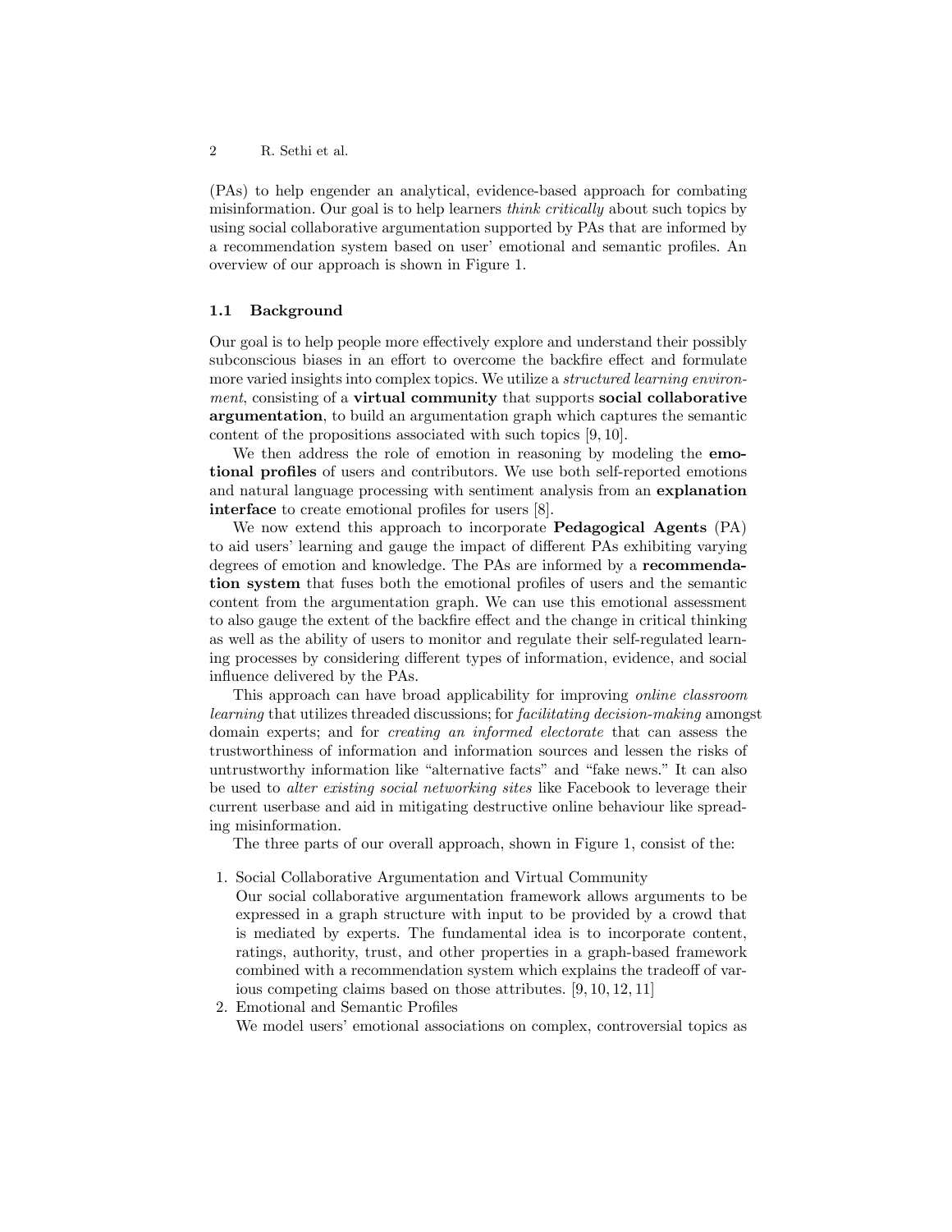(PAs) to help engender an analytical, evidence-based approach for combating misinformation. Our goal is to help learners *think critically* about such topics by using social collaborative argumentation supported by PAs that are informed by a recommendation system based on user' emotional and semantic profiles. An overview of our approach is shown in Figure 1.

### 1.1 Background

Our goal is to help people more effectively explore and understand their possibly subconscious biases in an effort to overcome the backfire effect and formulate more varied insights into complex topics. We utilize a *structured learning environment*, consisting of a **virtual community** that supports **social collaborative argumentation**, to build an argumentation graph which captures the semantic content of the propositions associated with such topics [9, 10].

We then address the role of emotion in reasoning by modeling the **emotional profiles** of users and contributors. We use both self-reported emotions and natural language processing with sentiment analysis from an **explanation interface** to create emotional profiles for users [8].

We now extend this approach to incorporate **Pedagogical Agents** (PA) to aid users' learning and gauge the impact of different PAs exhibiting varying degrees of emotion and knowledge. The PAs are informed by a **recommendation system** that fuses both the emotional profiles of users and the semantic content from the argumentation graph. We can use this emotional assessment to also gauge the extent of the backfire effect and the change in critical thinking as well as the ability of users to monitor and regulate their self-regulated learning processes by considering different types of information, evidence, and social influence delivered by the PAs.

This approach can have broad applicability for improving *online classroom learning* that utilizes threaded discussions; for *facilitating decision-making* amongst domain experts; and for *creating an informed electorate* that can assess the trustworthiness of information and information sources and lessen the risks of untrustworthy information like "alternative facts" and "fake news." It can also be used to *alter existing social networking sites* like Facebook to leverage their current userbase and aid in mitigating destructive online behaviour like spreading misinformation.

The three parts of our overall approach, shown in Figure 1, consist of the:

1. Social Collaborative Argumentation and Virtual Community
   Our social collaborative argumentation framework allows arguments to be expressed in a graph structure with input to be provided by a crowd that is mediated by experts. The fundamental idea is to incorporate content, ratings, authority, trust, and other properties in a graph-based framework combined with a recommendation system which explains the tradeoff of various competing claims based on those attributes. [9, 10, 12, 11]
2. Emotional and Semantic Profiles
   We model users' emotional associations on complex, controversial topics as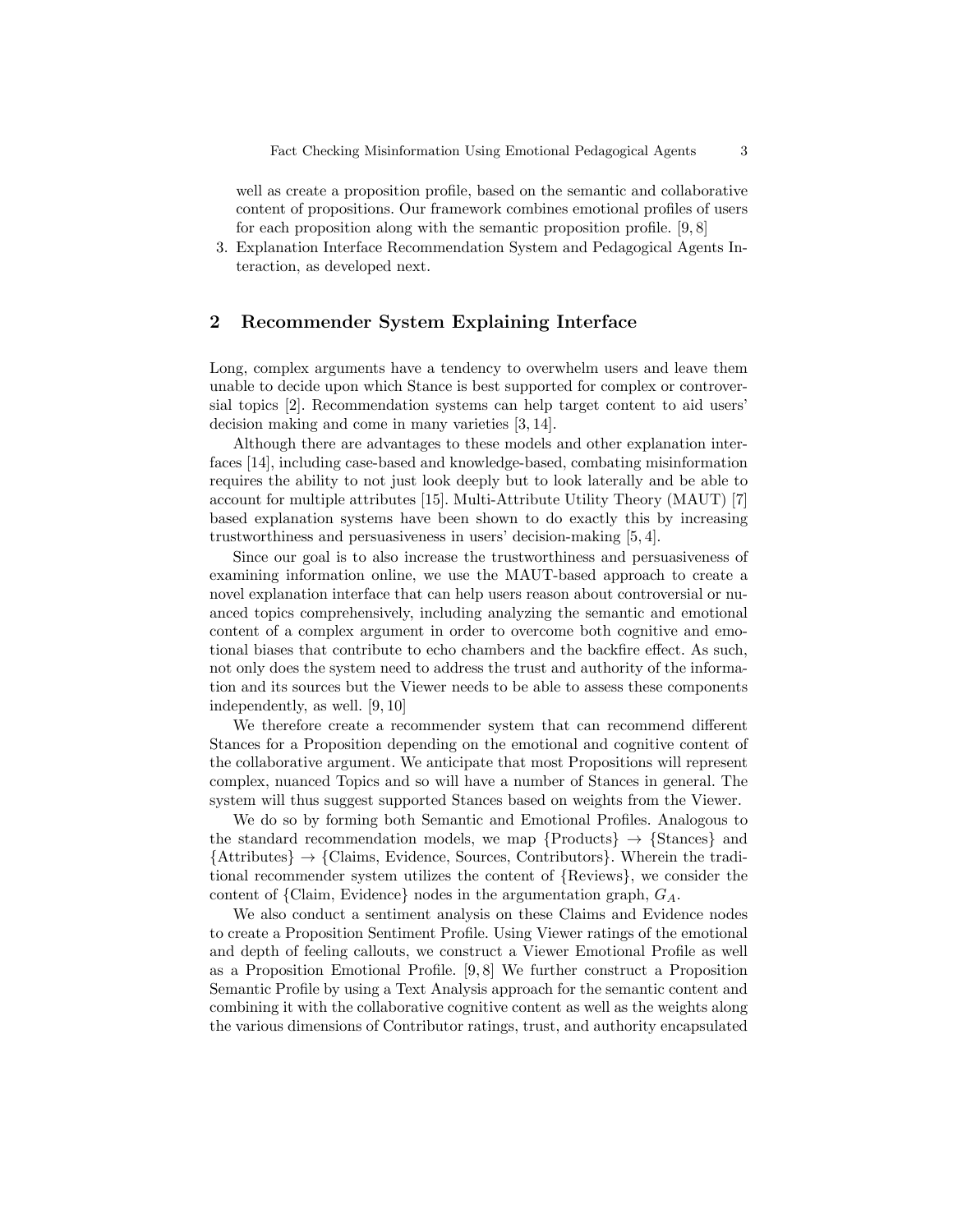well as create a proposition profile, based on the semantic and collaborative content of propositions. Our framework combines emotional profiles of users for each proposition along with the semantic proposition profile. [9, 8]

3. Explanation Interface Recommendation System and Pedagogical Agents Interaction, as developed next.

## 2 Recommender System Explaining Interface

Long, complex arguments have a tendency to overwhelm users and leave them unable to decide upon which Stance is best supported for complex or controversial topics [2]. Recommendation systems can help target content to aid users' decision making and come in many varieties [3, 14].

Although there are advantages to these models and other explanation interfaces [14], including case-based and knowledge-based, combating misinformation requires the ability to not just look deeply but to look laterally and be able to account for multiple attributes [15]. Multi-Attribute Utility Theory (MAUT) [7] based explanation systems have been shown to do exactly this by increasing trustworthiness and persuasiveness in users' decision-making [5, 4].

Since our goal is to also increase the trustworthiness and persuasiveness of examining information online, we use the MAUT-based approach to create a novel explanation interface that can help users reason about controversial or nuanced topics comprehensively, including analyzing the semantic and emotional content of a complex argument in order to overcome both cognitive and emotional biases that contribute to echo chambers and the backfire effect. As such, not only does the system need to address the trust and authority of the information and its sources but the Viewer needs to be able to assess these components independently, as well. [9, 10]

We therefore create a recommender system that can recommend different Stances for a Proposition depending on the emotional and cognitive content of the collaborative argument. We anticipate that most Propositions will represent complex, nuanced Topics and so will have a number of Stances in general. The system will thus suggest supported Stances based on weights from the Viewer.

We do so by forming both Semantic and Emotional Profiles. Analogous to the standard recommendation models, we map {Products} $\rightarrow$ {Stances} and {Attributes} $\rightarrow$ {Claims, Evidence, Sources, Contributors}. Wherein the traditional recommender system utilizes the content of {Reviews}, we consider the content of {Claim, Evidence} nodes in the argumentation graph, $G_A$.

We also conduct a sentiment analysis on these Claims and Evidence nodes to create a Proposition Sentiment Profile. Using Viewer ratings of the emotional and depth of feeling callouts, we construct a Viewer Emotional Profile as well as a Proposition Emotional Profile. [9, 8] We further construct a Proposition Semantic Profile by using a Text Analysis approach for the semantic content and combining it with the collaborative cognitive content as well as the weights along the various dimensions of Contributor ratings, trust, and authority encapsulated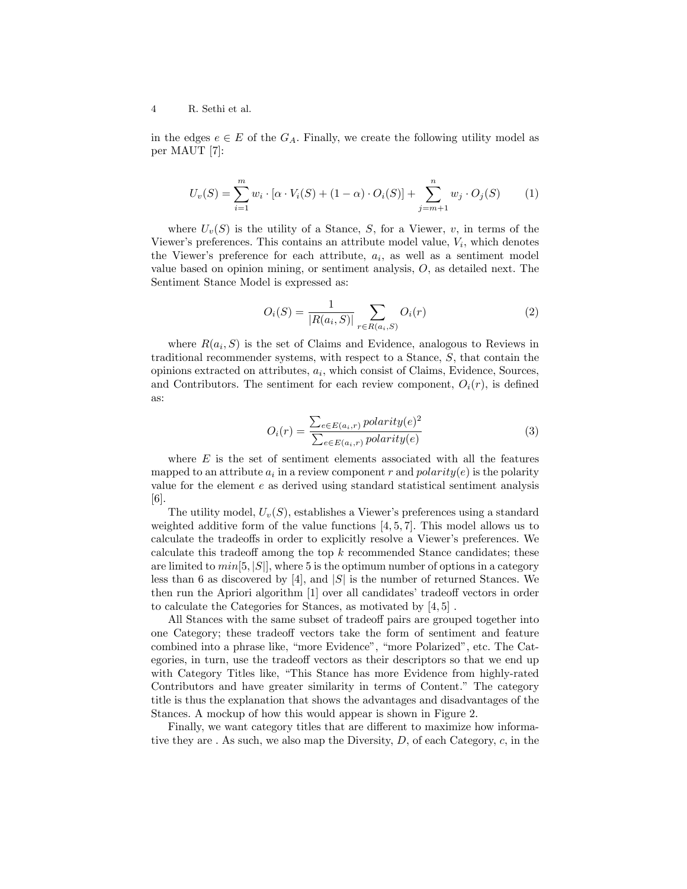in the edges $e \in E$ of the $G_A$. Finally, we create the following utility model as per MAUT [7]:

$$U_v(S) = \sum_{i=1}^{m} w_i \cdot [\alpha \cdot V_i(S) + (1 - \alpha) \cdot O_i(S)] + \sum_{j=m+1}^{n} w_j \cdot O_j(S) \qquad (1)$$

where $U_v(S)$ is the utility of a Stance, $S$, for a Viewer, $v$, in terms of the Viewer's preferences. This contains an attribute model value, $V_i$, which denotes the Viewer's preference for each attribute, $a_i$, as well as a sentiment model value based on opinion mining, or sentiment analysis, $O$, as detailed next. The Sentiment Stance Model is expressed as:

$$O_i(S) = \frac{1}{|R(a_i, S)|} \sum_{r \in R(a_i, S)} O_i(r) \qquad (2)$$

where $R(a_i, S)$ is the set of Claims and Evidence, analogous to Reviews in traditional recommender systems, with respect to a Stance, $S$, that contain the opinions extracted on attributes, $a_i$, which consist of Claims, Evidence, Sources, and Contributors. The sentiment for each review component, $O_i(r)$, is defined as:

$$O_i(r) = \frac{\sum_{e \in E(a_i, r)} polarity(e)^2}{\sum_{e \in E(a_i, r)} polarity(e)} \qquad (3)$$

where $E$ is the set of sentiment elements associated with all the features mapped to an attribute $a_i$ in a review component $r$ and $polarity(e)$ is the polarity value for the element $e$ as derived using standard statistical sentiment analysis [6].

The utility model, $U_v(S)$, establishes a Viewer's preferences using a standard weighted additive form of the value functions [4, 5, 7]. This model allows us to calculate the tradeoffs in order to explicitly resolve a Viewer's preferences. We calculate this tradeoff among the top $k$ recommended Stance candidates; these are limited to $min[5, |S|]$, where 5 is the optimum number of options in a category less than 6 as discovered by [4], and $|S|$ is the number of returned Stances. We then run the Apriori algorithm [1] over all candidates' tradeoff vectors in order to calculate the Categories for Stances, as motivated by [4, 5] .

All Stances with the same subset of tradeoff pairs are grouped together into one Category; these tradeoff vectors take the form of sentiment and feature combined into a phrase like, "more Evidence", "more Polarized", etc. The Categories, in turn, use the tradeoff vectors as their descriptors so that we end up with Category Titles like, "This Stance has more Evidence from highly-rated Contributors and have greater similarity in terms of Content." The category title is thus the explanation that shows the advantages and disadvantages of the Stances. A mockup of how this would appear is shown in Figure 2.

Finally, we want category titles that are different to maximize how informative they are . As such, we also map the Diversity, $D$, of each Category, $c$, in the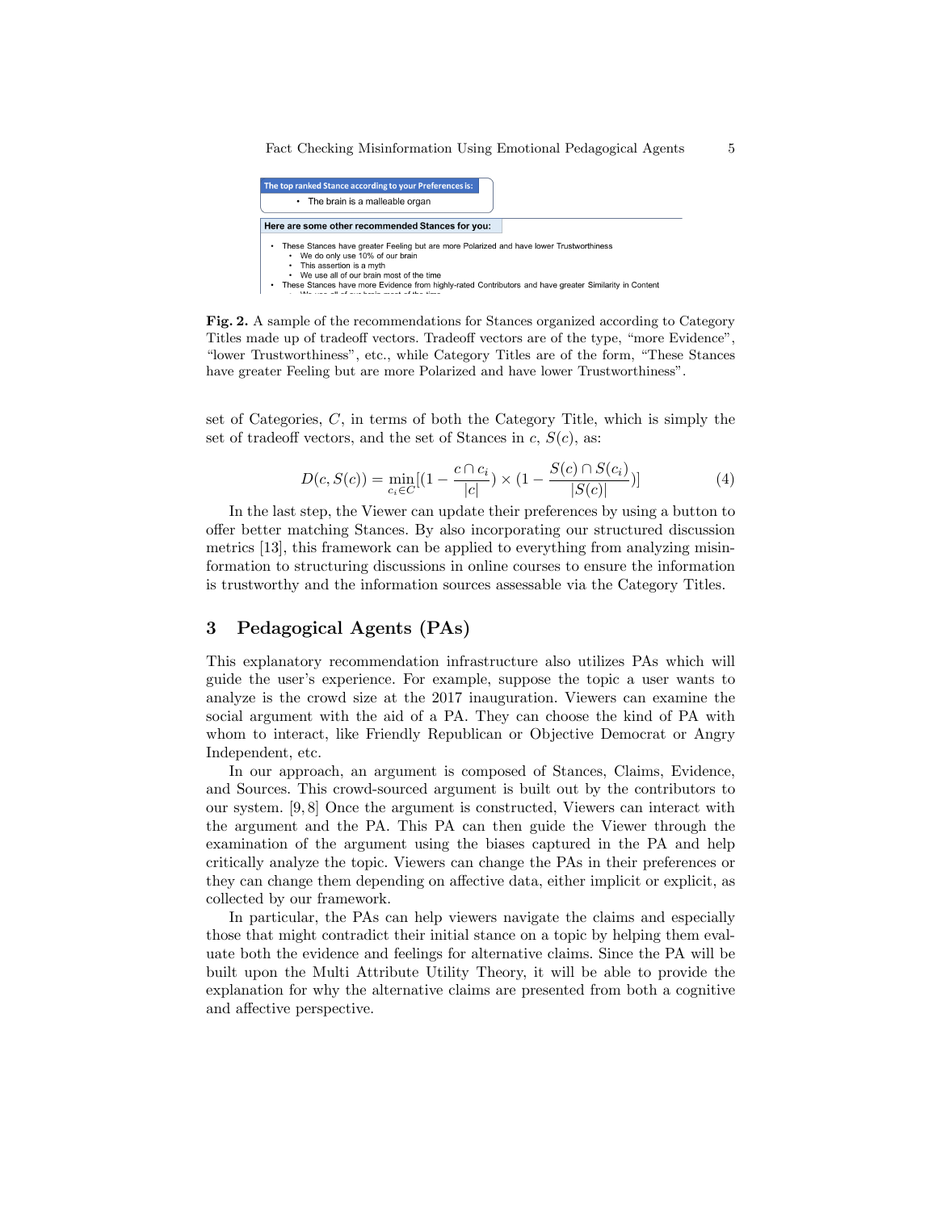The top ranked Stance according to your Preferences is:

- The brain is a malleable organ

Here are some other recommended Stances for you:

- These Stances have greater Feeling but are more Polarized and have lower Trustworthiness
  - We do only use 10% of our brain
  - This assertion is a myth
  - We use all of our brain most of the time
- These Stances have more Evidence from highly-rated Contributors and have greater Similarity in Content

**Fig. 2.** A sample of the recommendations for Stances organized according to Category Titles made up of tradeoff vectors. Tradeoff vectors are of the type, "more Evidence", "lower Trustworthiness", etc., while Category Titles are of the form, "These Stances have greater Feeling but are more Polarized and have lower Trustworthiness".

set of Categories, $C$, in terms of both the Category Title, which is simply the set of tradeoff vectors, and the set of Stances in $c$, $S(c)$, as:

$$D(c, S(c)) = \min_{c_i \in C}[(1 - \frac{c \cap c_i}{|c|}) \times (1 - \frac{S(c) \cap S(c_i)}{|S(c)|})] \quad (4)$$

In the last step, the Viewer can update their preferences by using a button to offer better matching Stances. By also incorporating our structured discussion metrics [13], this framework can be applied to everything from analyzing misinformation to structuring discussions in online courses to ensure the information is trustworthy and the information sources assessable via the Category Titles.

## 3 Pedagogical Agents (PAs)

This explanatory recommendation infrastructure also utilizes PAs which will guide the user's experience. For example, suppose the topic a user wants to analyze is the crowd size at the 2017 inauguration. Viewers can examine the social argument with the aid of a PA. They can choose the kind of PA with whom to interact, like Friendly Republican or Objective Democrat or Angry Independent, etc.

In our approach, an argument is composed of Stances, Claims, Evidence, and Sources. This crowd-sourced argument is built out by the contributors to our system. [9, 8] Once the argument is constructed, Viewers can interact with the argument and the PA. This PA can then guide the Viewer through the examination of the argument using the biases captured in the PA and help critically analyze the topic. Viewers can change the PAs in their preferences or they can change them depending on affective data, either implicit or explicit, as collected by our framework.

In particular, the PAs can help viewers navigate the claims and especially those that might contradict their initial stance on a topic by helping them evaluate both the evidence and feelings for alternative claims. Since the PA will be built upon the Multi Attribute Utility Theory, it will be able to provide the explanation for why the alternative claims are presented from both a cognitive and affective perspective.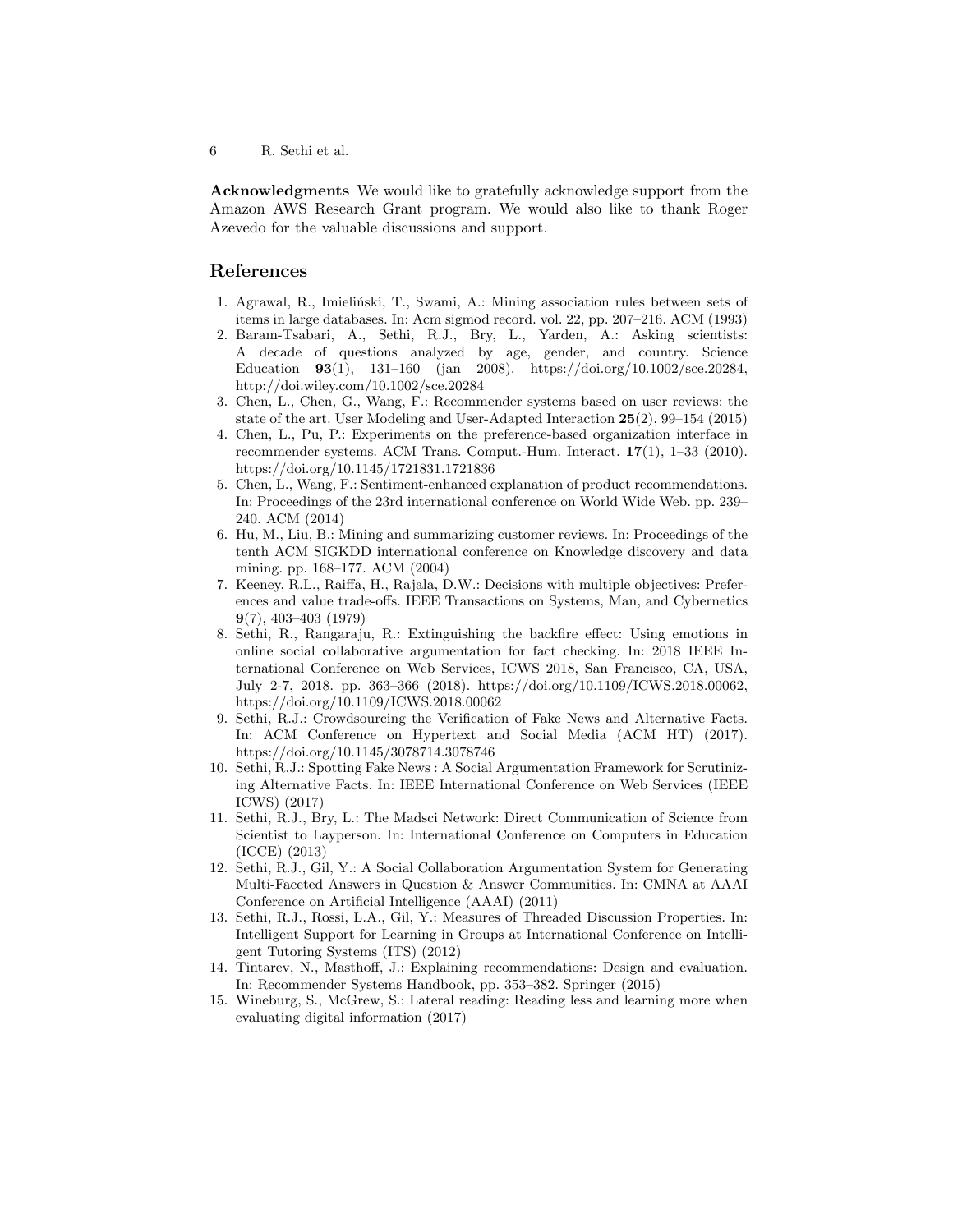**Acknowledgments** We would like to gratefully acknowledge support from the Amazon AWS Research Grant program. We would also like to thank Roger Azevedo for the valuable discussions and support.

## References

1. Agrawal, R., Imieliński, T., Swami, A.: Mining association rules between sets of items in large databases. In: Acm sigmod record. vol. 22, pp. 207–216. ACM (1993)
2. Baram-Tsabari, A., Sethi, R.J., Bry, L., Yarden, A.: Asking scientists: A decade of questions analyzed by age, gender, and country. Science Education **93**(1), 131–160 (jan 2008). https://doi.org/10.1002/sce.20284, http://doi.wiley.com/10.1002/sce.20284
3. Chen, L., Chen, G., Wang, F.: Recommender systems based on user reviews: the state of the art. User Modeling and User-Adapted Interaction **25**(2), 99–154 (2015)
4. Chen, L., Pu, P.: Experiments on the preference-based organization interface in recommender systems. ACM Trans. Comput.-Hum. Interact. **17**(1), 1–33 (2010). https://doi.org/10.1145/1721831.1721836
5. Chen, L., Wang, F.: Sentiment-enhanced explanation of product recommendations. In: Proceedings of the 23rd international conference on World Wide Web. pp. 239–240. ACM (2014)
6. Hu, M., Liu, B.: Mining and summarizing customer reviews. In: Proceedings of the tenth ACM SIGKDD international conference on Knowledge discovery and data mining. pp. 168–177. ACM (2004)
7. Keeney, R.L., Raiffa, H., Rajala, D.W.: Decisions with multiple objectives: Preferences and value trade-offs. IEEE Transactions on Systems, Man, and Cybernetics **9**(7), 403–403 (1979)
8. Sethi, R., Rangaraju, R.: Extinguishing the backfire effect: Using emotions in online social collaborative argumentation for fact checking. In: 2018 IEEE International Conference on Web Services, ICWS 2018, San Francisco, CA, USA, July 2-7, 2018. pp. 363–366 (2018). https://doi.org/10.1109/ICWS.2018.00062, https://doi.org/10.1109/ICWS.2018.00062
9. Sethi, R.J.: Crowdsourcing the Verification of Fake News and Alternative Facts. In: ACM Conference on Hypertext and Social Media (ACM HT) (2017). https://doi.org/10.1145/3078714.3078746
10. Sethi, R.J.: Spotting Fake News : A Social Argumentation Framework for Scrutinizing Alternative Facts. In: IEEE International Conference on Web Services (IEEE ICWS) (2017)
11. Sethi, R.J., Bry, L.: The Madsci Network: Direct Communication of Science from Scientist to Layperson. In: International Conference on Computers in Education (ICCE) (2013)
12. Sethi, R.J., Gil, Y.: A Social Collaboration Argumentation System for Generating Multi-Faceted Answers in Question & Answer Communities. In: CMNA at AAAI Conference on Artificial Intelligence (AAAI) (2011)
13. Sethi, R.J., Rossi, L.A., Gil, Y.: Measures of Threaded Discussion Properties. In: Intelligent Support for Learning in Groups at International Conference on Intelligent Tutoring Systems (ITS) (2012)
14. Tintarev, N., Masthoff, J.: Explaining recommendations: Design and evaluation. In: Recommender Systems Handbook, pp. 353–382. Springer (2015)
15. Wineburg, S., McGrew, S.: Lateral reading: Reading less and learning more when evaluating digital information (2017)